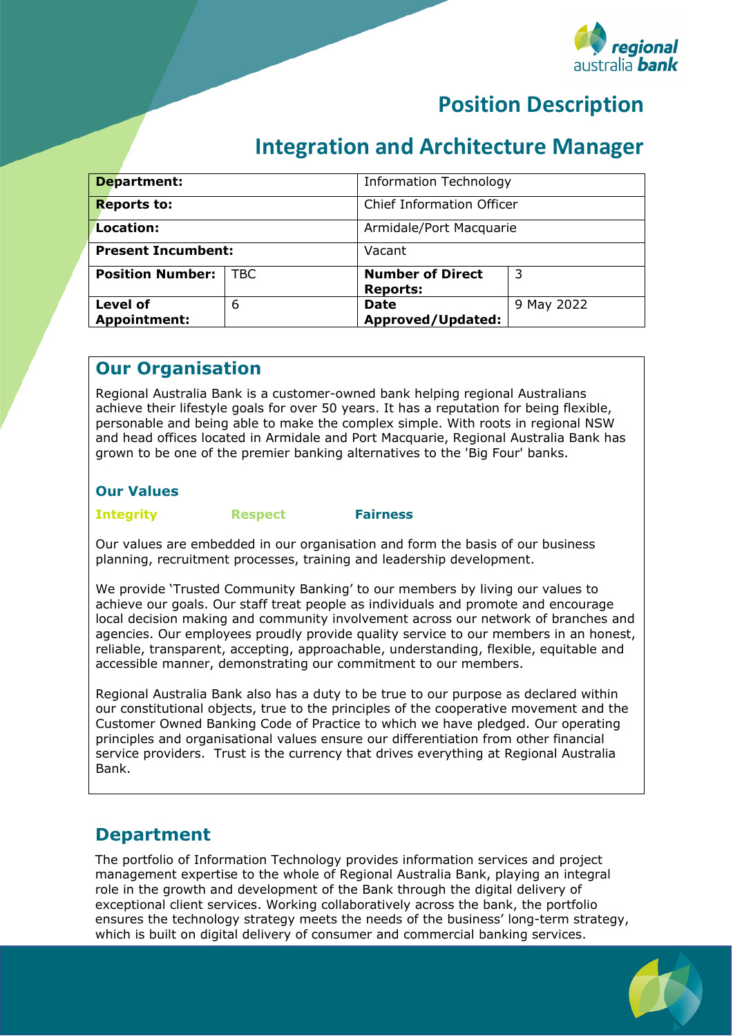# Position Description

# Integration and Architecture Manager

| | | | |
|---|---|---|---|
| **Department:** | | Information Technology | |
| **Reports to:** | | Chief Information Officer | |
| **Location:** | | Armidale/Port Macquarie | |
| **Present Incumbent:** | | Vacant | |
| **Position Number:** | TBC | **Number of Direct Reports:** | 3 |
| **Level of Appointment:** | 6 | **Date Approved/Updated:** | 9 May 2022 |

## Our Organisation

Regional Australia Bank is a customer-owned bank helping regional Australians achieve their lifestyle goals for over 50 years. It has a reputation for being flexible, personable and being able to make the complex simple. With roots in regional NSW and head offices located in Armidale and Port Macquarie, Regional Australia Bank has grown to be one of the premier banking alternatives to the 'Big Four' banks.

### Our Values

**Integrity** **Respect** **Fairness**

Our values are embedded in our organisation and form the basis of our business planning, recruitment processes, training and leadership development.

We provide 'Trusted Community Banking' to our members by living our values to achieve our goals. Our staff treat people as individuals and promote and encourage local decision making and community involvement across our network of branches and agencies. Our employees proudly provide quality service to our members in an honest, reliable, transparent, accepting, approachable, understanding, flexible, equitable and accessible manner, demonstrating our commitment to our members.

Regional Australia Bank also has a duty to be true to our purpose as declared within our constitutional objects, true to the principles of the cooperative movement and the Customer Owned Banking Code of Practice to which we have pledged. Our operating principles and organisational values ensure our differentiation from other financial service providers. Trust is the currency that drives everything at Regional Australia Bank.

## Department

The portfolio of Information Technology provides information services and project management expertise to the whole of Regional Australia Bank, playing an integral role in the growth and development of the Bank through the digital delivery of exceptional client services. Working collaboratively across the bank, the portfolio ensures the technology strategy meets the needs of the business' long-term strategy, which is built on digital delivery of consumer and commercial banking services.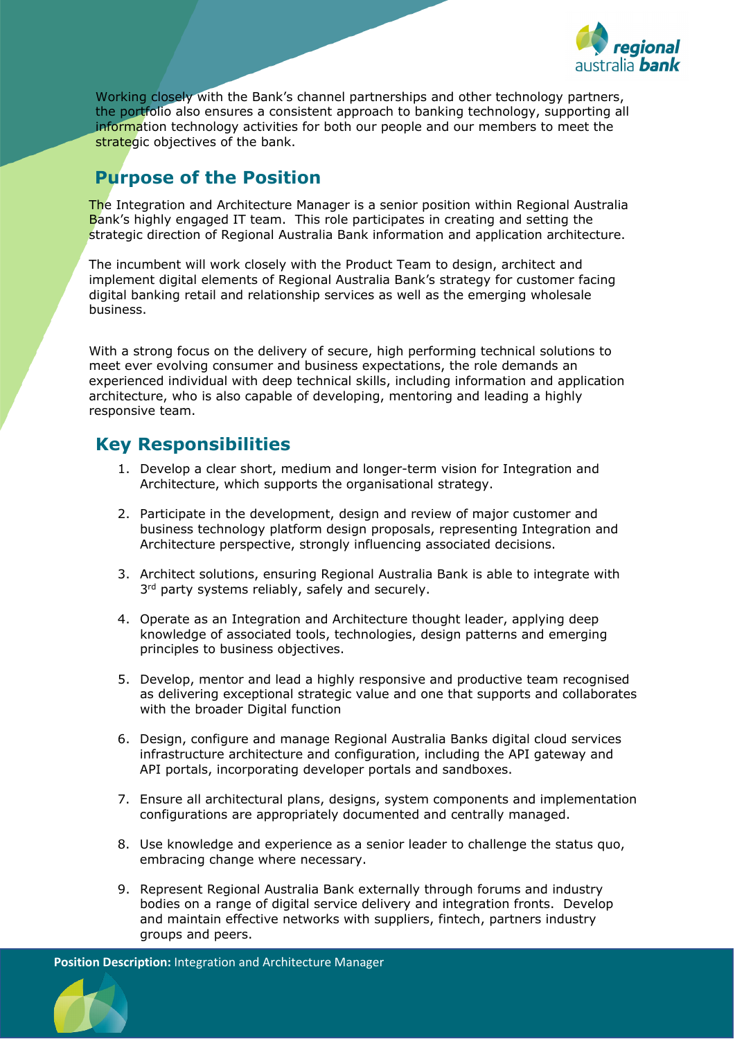Working closely with the Bank's channel partnerships and other technology partners, the portfolio also ensures a consistent approach to banking technology, supporting all information technology activities for both our people and our members to meet the strategic objectives of the bank.

## Purpose of the Position

The Integration and Architecture Manager is a senior position within Regional Australia Bank's highly engaged IT team. This role participates in creating and setting the strategic direction of Regional Australia Bank information and application architecture.

The incumbent will work closely with the Product Team to design, architect and implement digital elements of Regional Australia Bank's strategy for customer facing digital banking retail and relationship services as well as the emerging wholesale business.

With a strong focus on the delivery of secure, high performing technical solutions to meet ever evolving consumer and business expectations, the role demands an experienced individual with deep technical skills, including information and application architecture, who is also capable of developing, mentoring and leading a highly responsive team.

## Key Responsibilities

1. Develop a clear short, medium and longer-term vision for Integration and Architecture, which supports the organisational strategy.
2. Participate in the development, design and review of major customer and business technology platform design proposals, representing Integration and Architecture perspective, strongly influencing associated decisions.
3. Architect solutions, ensuring Regional Australia Bank is able to integrate with 3rd party systems reliably, safely and securely.
4. Operate as an Integration and Architecture thought leader, applying deep knowledge of associated tools, technologies, design patterns and emerging principles to business objectives.
5. Develop, mentor and lead a highly responsive and productive team recognised as delivering exceptional strategic value and one that supports and collaborates with the broader Digital function
6. Design, configure and manage Regional Australia Banks digital cloud services infrastructure architecture and configuration, including the API gateway and API portals, incorporating developer portals and sandboxes.
7. Ensure all architectural plans, designs, system components and implementation configurations are appropriately documented and centrally managed.
8. Use knowledge and experience as a senior leader to challenge the status quo, embracing change where necessary.
9. Represent Regional Australia Bank externally through forums and industry bodies on a range of digital service delivery and integration fronts. Develop and maintain effective networks with suppliers, fintech, partners industry groups and peers.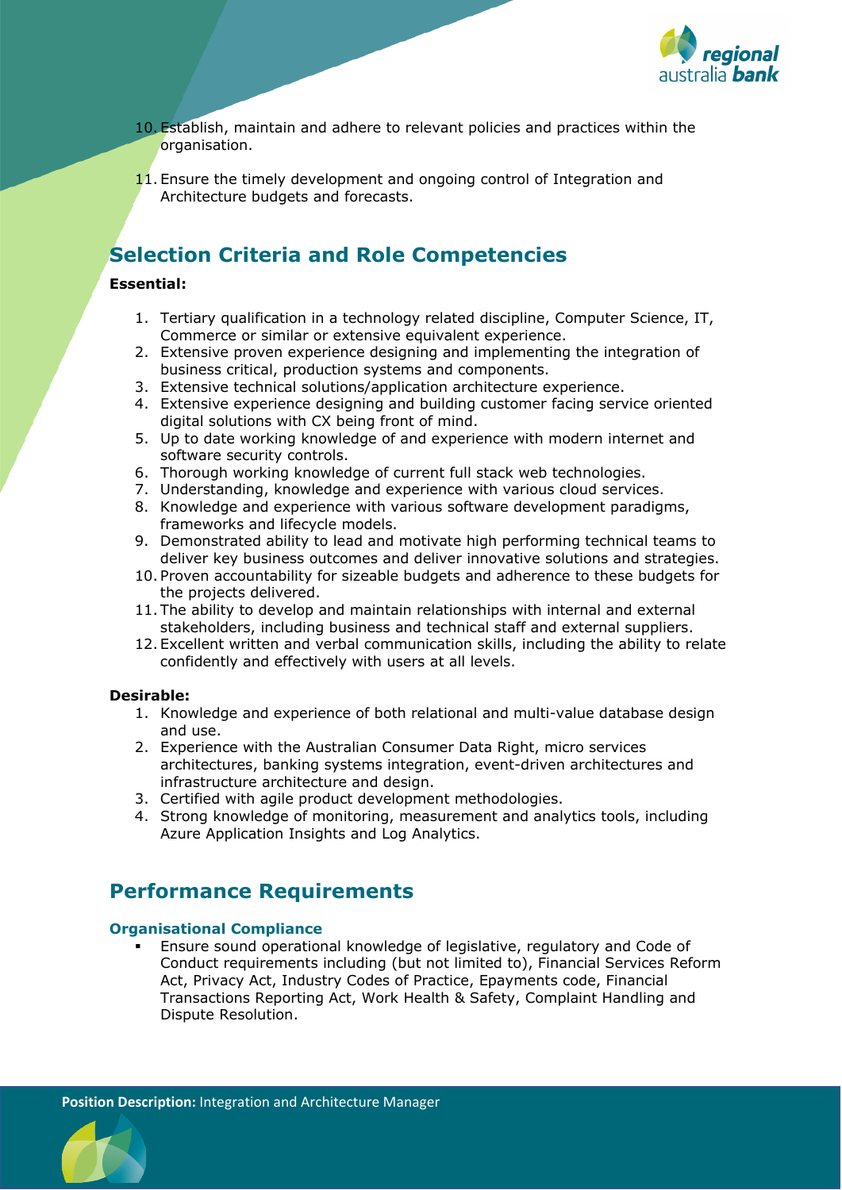10. Establish, maintain and adhere to relevant policies and practices within the organisation.

11. Ensure the timely development and ongoing control of Integration and Architecture budgets and forecasts.

## Selection Criteria and Role Competencies

**Essential:**

1. Tertiary qualification in a technology related discipline, Computer Science, IT, Commerce or similar or extensive equivalent experience.
2. Extensive proven experience designing and implementing the integration of business critical, production systems and components.
3. Extensive technical solutions/application architecture experience.
4. Extensive experience designing and building customer facing service oriented digital solutions with CX being front of mind.
5. Up to date working knowledge of and experience with modern internet and software security controls.
6. Thorough working knowledge of current full stack web technologies.
7. Understanding, knowledge and experience with various cloud services.
8. Knowledge and experience with various software development paradigms, frameworks and lifecycle models.
9. Demonstrated ability to lead and motivate high performing technical teams to deliver key business outcomes and deliver innovative solutions and strategies.
10. Proven accountability for sizeable budgets and adherence to these budgets for the projects delivered.
11. The ability to develop and maintain relationships with internal and external stakeholders, including business and technical staff and external suppliers.
12. Excellent written and verbal communication skills, including the ability to relate confidently and effectively with users at all levels.

**Desirable:**

1. Knowledge and experience of both relational and multi-value database design and use.
2. Experience with the Australian Consumer Data Right, micro services architectures, banking systems integration, event-driven architectures and infrastructure architecture and design.
3. Certified with agile product development methodologies.
4. Strong knowledge of monitoring, measurement and analytics tools, including Azure Application Insights and Log Analytics.

## Performance Requirements

### Organisational Compliance

- Ensure sound operational knowledge of legislative, regulatory and Code of Conduct requirements including (but not limited to), Financial Services Reform Act, Privacy Act, Industry Codes of Practice, Epayments code, Financial Transactions Reporting Act, Work Health & Safety, Complaint Handling and Dispute Resolution.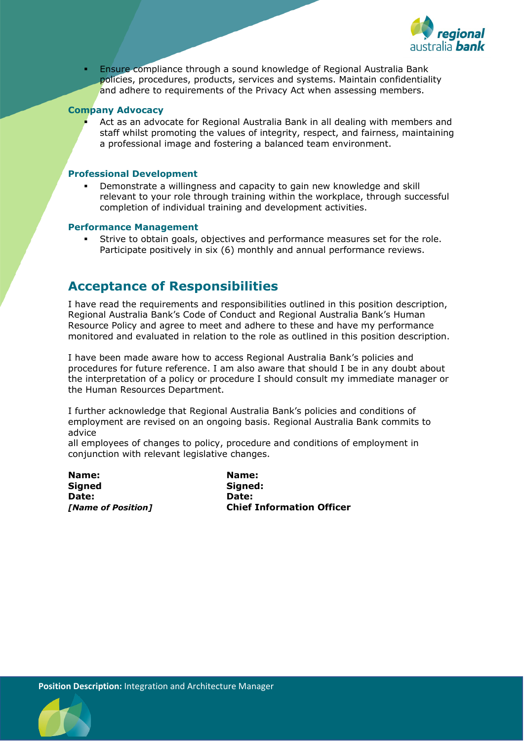- Ensure compliance through a sound knowledge of Regional Australia Bank policies, procedures, products, services and systems. Maintain confidentiality and adhere to requirements of the Privacy Act when assessing members.

### Company Advocacy

- Act as an advocate for Regional Australia Bank in all dealing with members and staff whilst promoting the values of integrity, respect, and fairness, maintaining a professional image and fostering a balanced team environment.

### Professional Development

- Demonstrate a willingness and capacity to gain new knowledge and skill relevant to your role through training within the workplace, through successful completion of individual training and development activities.

### Performance Management

- Strive to obtain goals, objectives and performance measures set for the role. Participate positively in six (6) monthly and annual performance reviews.

## Acceptance of Responsibilities

I have read the requirements and responsibilities outlined in this position description, Regional Australia Bank's Code of Conduct and Regional Australia Bank's Human Resource Policy and agree to meet and adhere to these and have my performance monitored and evaluated in relation to the role as outlined in this position description.

I have been made aware how to access Regional Australia Bank's policies and procedures for future reference. I am also aware that should I be in any doubt about the interpretation of a policy or procedure I should consult my immediate manager or the Human Resources Department.

I further acknowledge that Regional Australia Bank's policies and conditions of employment are revised on an ongoing basis. Regional Australia Bank commits to advice
all employees of changes to policy, procedure and conditions of employment in conjunction with relevant legislative changes.

**Name:**
**Signed**
**Date:**
***[Name of Position]***

**Name:**
**Signed:**
**Date:**
**Chief Information Officer**